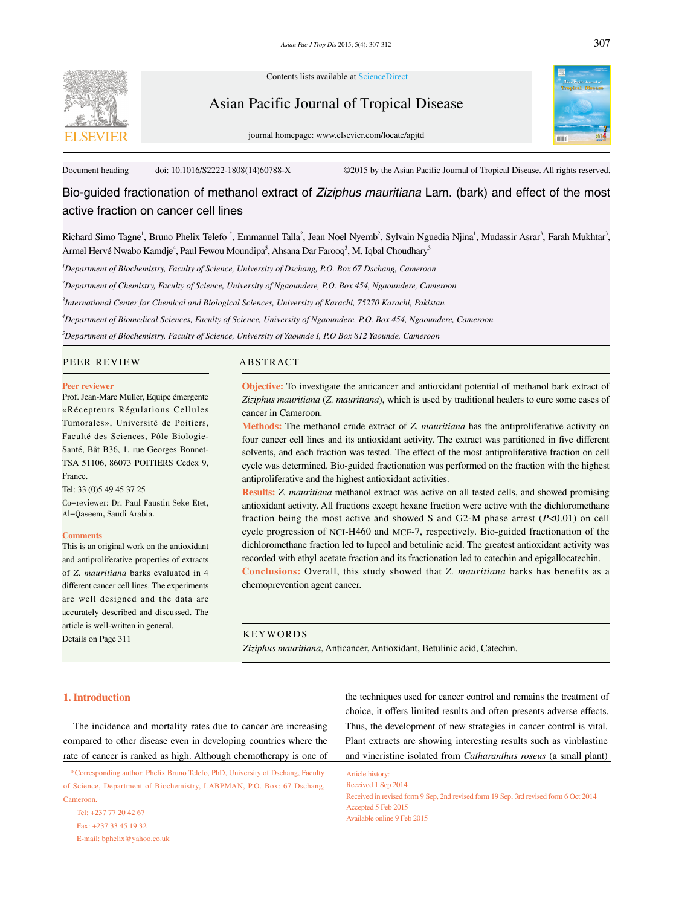Contents lists available at ScienceDirect

Asian Pacific Journal of Tropical Disease

journal homepage: www.elsevier.com/locate/apjtd

Document heading doi: 10.1016/S2222-1808(14)60788-X ©2015 by the Asian Pacific Journal of Tropical Disease. All rights reserved.

# Bio-guided fractionation of methanol extract of *Ziziphus mauritiana* Lam. (bark) and effect of the most active fraction on cancer cell lines

Richard Simo Tagne[1], Bruno Phelix Telefo[1*], Emmanuel Talla[2], Jean Noel Nyemb[2], Sylvain Nguedia Njina[1], Mudassir Asrar[3], Farah Mukhtar[3], Armel Hervé Nwabo Kamdje[4], Paul Fewou Moundipa[5], Ahsana Dar Farooq[3], M. Iqbal Choudhary[3]

[1]*Department of Biochemistry, Faculty of Science, University of Dschang, P.O. Box 67 Dschang, Cameroon*

[2]*Department of Chemistry, Faculty of Science, University of Ngaoundere, P.O. Box 454, Ngaoundere, Cameroon*

[3]*International Center for Chemical and Biological Sciences, University of Karachi, 75270 Karachi, Pakistan*

[4]*Department of Biomedical Sciences, Faculty of Science, University of Ngaoundere, P.O. Box 454, Ngaoundere, Cameroon*

[5]*Department of Biochemistry, Faculty of Science, University of Yaounde I, P.O Box 812 Yaounde, Cameroon*

## PEER REVIEW

**Peer reviewer**

Prof. Jean-Marc Muller, Equipe émergente «Récepteurs Régulations Cellules Tumorales», Université de Poitiers, Faculté des Sciences, Pôle Biologie-Santé, Bât B36, 1, rue Georges Bonnet-TSA 51106, 86073 POITIERS Cedex 9, France.

Tel: 33 (0)5 49 45 37 25

Co-reviewer: Dr. Paul Faustin Seke Etet, Al-Qaseem, Saudi Arabia.

**Comments**

This is an original work on the antioxidant and antiproliferative properties of extracts of *Z. mauritiana* barks evaluated in 4 different cancer cell lines. The experiments are well designed and the data are accurately described and discussed. The article is well-written in general.

Details on Page 311

## ABSTRACT

**Objective:** To investigate the anticancer and antioxidant potential of methanol bark extract of *Ziziphus mauritiana* (*Z. mauritiana*), which is used by traditional healers to cure some cases of cancer in Cameroon.

**Methods:** The methanol crude extract of *Z. mauritiana* has the antiproliferative activity on four cancer cell lines and its antioxidant activity. The extract was partitioned in five different solvents, and each fraction was tested. The effect of the most antiproliferative fraction on cell cycle was determined. Bio-guided fractionation was performed on the fraction with the highest antiproliferative and the highest antioxidant activities.

**Results:** *Z. mauritiana* methanol extract was active on all tested cells, and showed promising antioxidant activity. All fractions except hexane fraction were active with the dichloromethane fraction being the most active and showed S and G2-M phase arrest ($P<0.01$) on cell cycle progression of NCI-H460 and MCF-7, respectively. Bio-guided fractionation of the dichloromethane fraction led to lupeol and betulinic acid. The greatest antioxidant activity was recorded with ethyl acetate fraction and its fractionation led to catechin and epigallocatechin.

**Conclusions:** Overall, this study showed that *Z. mauritiana* barks has benefits as a chemoprevention agent cancer.

## KEYWORDS

*Ziziphus mauritiana*, Anticancer, Antioxidant, Betulinic acid, Catechin.

## 1. Introduction

The incidence and mortality rates due to cancer are increasing compared to other disease even in developing countries where the rate of cancer is ranked as high. Although chemotherapy is one of the techniques used for cancer control and remains the treatment of choice, it offers limited results and often presents adverse effects. Thus, the development of new strategies in cancer control is vital. Plant extracts are showing interesting results such as vinblastine and vincristine isolated from *Catharanthus roseus* (a small plant)

*Corresponding author: Phelix Bruno Telefo, PhD, University of Dschang, Faculty of Science, Department of Biochemistry, LABPMAN, P.O. Box: 67 Dschang, Cameroon.

Tel: +237 77 20 42 67

Fax: +237 33 45 19 32

E-mail: bphelix@yahoo.co.uk

Article history:

Received 1 Sep 2014

Received in revised form 9 Sep, 2nd revised form 19 Sep, 3rd revised form 6 Oct 2014

Accepted 5 Feb 2015

Available online 9 Feb 2015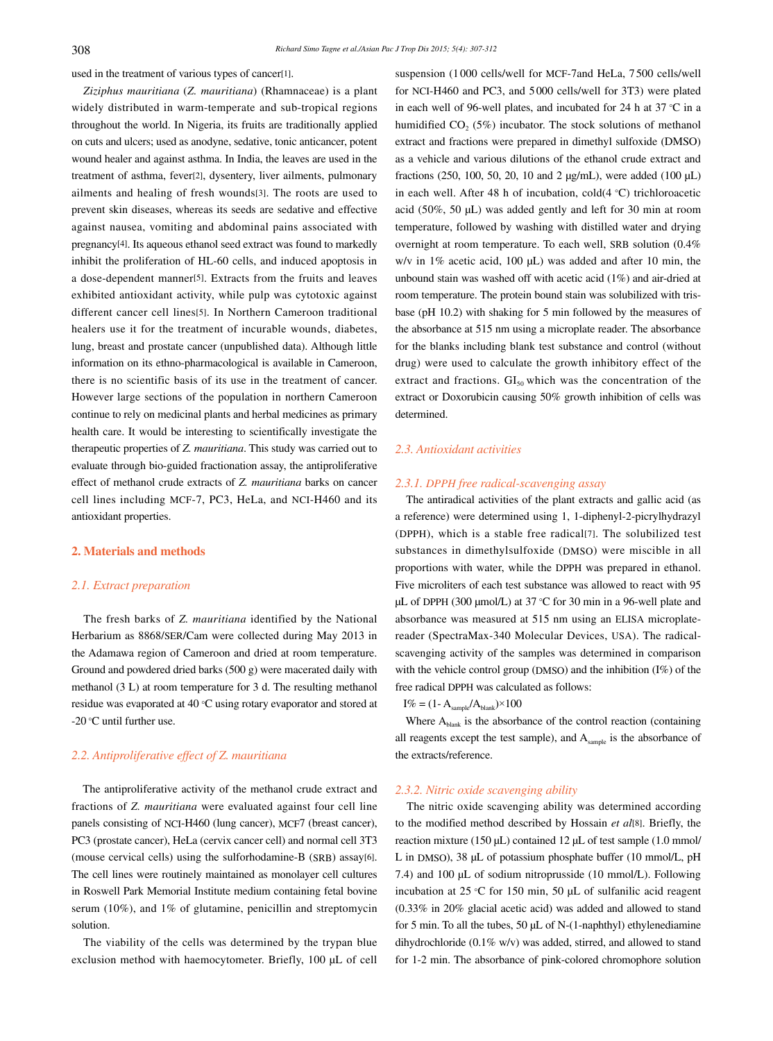used in the treatment of various types of cancer[1].

*Ziziphus mauritiana* (*Z. mauritiana*) (Rhamnaceae) is a plant widely distributed in warm-temperate and sub-tropical regions throughout the world. In Nigeria, its fruits are traditionally applied on cuts and ulcers; used as anodyne, sedative, tonic anticancer, potent wound healer and against asthma. In India, the leaves are used in the treatment of asthma, fever[2], dysentery, liver ailments, pulmonary ailments and healing of fresh wounds[3]. The roots are used to prevent skin diseases, whereas its seeds are sedative and effective against nausea, vomiting and abdominal pains associated with pregnancy[4]. Its aqueous ethanol seed extract was found to markedly inhibit the proliferation of HL-60 cells, and induced apoptosis in a dose-dependent manner[5]. Extracts from the fruits and leaves exhibited antioxidant activity, while pulp was cytotoxic against different cancer cell lines[5]. In Northern Cameroon traditional healers use it for the treatment of incurable wounds, diabetes, lung, breast and prostate cancer (unpublished data). Although little information on its ethno-pharmacological is available in Cameroon, there is no scientific basis of its use in the treatment of cancer. However large sections of the population in northern Cameroon continue to rely on medicinal plants and herbal medicines as primary health care. It would be interesting to scientifically investigate the therapeutic properties of *Z. mauritiana*. This study was carried out to evaluate through bio-guided fractionation assay, the antiproliferative effect of methanol crude extracts of *Z. mauritiana* barks on cancer cell lines including MCF-7, PC3, HeLa, and NCI-H460 and its antioxidant properties.

## 2. Materials and methods

### 2.1. Extract preparation

The fresh barks of *Z. mauritiana* identified by the National Herbarium as 8868/SER/Cam were collected during May 2013 in the Adamawa region of Cameroon and dried at room temperature. Ground and powdered dried barks (500 g) were macerated daily with methanol (3 L) at room temperature for 3 d. The resulting methanol residue was evaporated at 40 °C using rotary evaporator and stored at -20 °C until further use.

### 2.2. Antiproliferative effect of Z. mauritiana

The antiproliferative activity of the methanol crude extract and fractions of *Z. mauritiana* were evaluated against four cell line panels consisting of NCI-H460 (lung cancer), MCF7 (breast cancer), PC3 (prostate cancer), HeLa (cervix cancer cell) and normal cell 3T3 (mouse cervical cells) using the sulforhodamine-B (SRB) assay[6]. The cell lines were routinely maintained as monolayer cell cultures in Roswell Park Memorial Institute medium containing fetal bovine serum (10%), and 1% of glutamine, penicillin and streptomycin solution.

The viability of the cells was determined by the trypan blue exclusion method with haemocytometer. Briefly, 100 µL of cell suspension (1 000 cells/well for MCF-7and HeLa, 7 500 cells/well for NCI-H460 and PC3, and 5 000 cells/well for 3T3) were plated in each well of 96-well plates, and incubated for 24 h at 37 °C in a humidified $CO_2$ (5%) incubator. The stock solutions of methanol extract and fractions were prepared in dimethyl sulfoxide (DMSO) as a vehicle and various dilutions of the ethanol crude extract and fractions (250, 100, 50, 20, 10 and 2 µg/mL), were added (100 µL) in each well. After 48 h of incubation, cold(4 °C) trichloroacetic acid (50%, 50 µL) was added gently and left for 30 min at room temperature, followed by washing with distilled water and drying overnight at room temperature. To each well, SRB solution (0.4% w/v in 1% acetic acid, 100 µL) was added and after 10 min, the unbound stain was washed off with acetic acid (1%) and air-dried at room temperature. The protein bound stain was solubilized with tris-base (pH 10.2) with shaking for 5 min followed by the measures of the absorbance at 515 nm using a microplate reader. The absorbance for the blanks including blank test substance and control (without drug) were used to calculate the growth inhibitory effect of the extract and fractions. $GI_{50}$ which was the concentration of the extract or Doxorubicin causing 50% growth inhibition of cells was determined.

### 2.3. Antioxidant activities

#### 2.3.1. DPPH free radical-scavenging assay

The antiradical activities of the plant extracts and gallic acid (as a reference) were determined using 1, 1-diphenyl-2-picrylhydrazyl (DPPH), which is a stable free radical[7]. The solubilized test substances in dimethylsulfoxide (DMSO) were miscible in all proportions with water, while the DPPH was prepared in ethanol. Five microliters of each test substance was allowed to react with 95 µL of DPPH (300 µmol/L) at 37 °C for 30 min in a 96-well plate and absorbance was measured at 515 nm using an ELISA microplate-reader (SpectraMax-340 Molecular Devices, USA). The radical-scavenging activity of the samples was determined in comparison with the vehicle control group (DMSO) and the inhibition (I%) of the free radical DPPH was calculated as follows:

$$I\% = (1- A_{sample}/A_{blank})\times 100$$

Where $A_{blank}$ is the absorbance of the control reaction (containing all reagents except the test sample), and $A_{sample}$ is the absorbance of the extracts/reference.

#### 2.3.2. Nitric oxide scavenging ability

The nitric oxide scavenging ability was determined according to the modified method described by Hossain *et al*[8]. Briefly, the reaction mixture (150 µL) contained 12 µL of test sample (1.0 mmol/L in DMSO), 38 µL of potassium phosphate buffer (10 mmol/L, pH 7.4) and 100 µL of sodium nitroprusside (10 mmol/L). Following incubation at 25 °C for 150 min, 50 µL of sulfanilic acid reagent (0.33% in 20% glacial acetic acid) was added and allowed to stand for 5 min. To all the tubes, 50 µL of N-(1-naphthyl) ethylenediamine dihydrochloride (0.1% w/v) was added, stirred, and allowed to stand for 1-2 min. The absorbance of pink-colored chromophore solution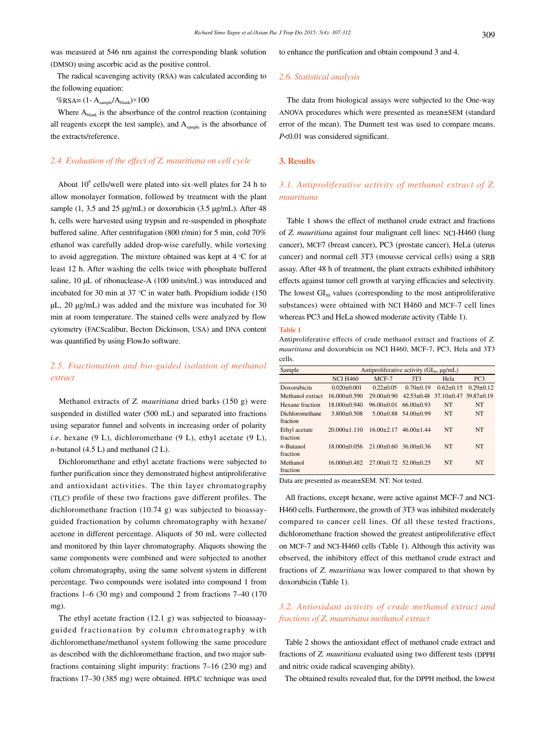was measured at 546 nm against the corresponding blank solution (DMSO) using ascorbic acid as the positive control.

The radical scavenging activity (RSA) was calculated according to the following equation:

$$\%RSA = (1 - A_{sample}/A_{blank}) \times 100$$

Where $A_{blank}$ is the absorbance of the control reaction (containing all reagents except the test sample), and $A_{sample}$ is the absorbance of the extracts/reference.

### 2.4. Evaluation of the effect of *Z. mauritiana* on cell cycle

About $10^6$ cells/well were plated into six-well plates for 24 h to allow monolayer formation, followed by treatment with the plant sample (1, 3.5 and 25 µg/mL) or doxorubicin (3.5 µg/mL). After 48 h, cells were harvested using trypsin and re-suspended in phosphate buffered saline. After centrifugation (800 r/min) for 5 min, cold 70% ethanol was carefully added drop-wise carefully, while vortexing to avoid aggregation. The mixture obtained was kept at 4 °C for at least 12 h. After washing the cells twice with phosphate buffered saline, 10 µL of ribonuclease-A (100 units/mL) was introduced and incubated for 30 min at 37 °C in water bath. Propidium iodide (150 µL, 20 µg/mL) was added and the mixture was incubated for 30 min at room temperature. The stained cells were analyzed by flow cytometry (FACScalibur, Becton Dickinson, USA) and DNA content was quantified by using FlowJo software.

### 2.5. Fractionation and bio-guided isolation of methanol extract

Methanol extracts of *Z. mauritiana* dried barks (150 g) were suspended in distilled water (500 mL) and separated into fractions using separator funnel and solvents in increasing order of polarity *i.e.* hexane (9 L), dichloromethane (9 L), ethyl acetate (9 L), *n*-butanol (4.5 L) and methanol (2 L).

Dichloromethane and ethyl acetate fractions were subjected to further purification since they demonstrated highest antiproliferative and antioxidant activities. The thin layer chromatography (TLC) profile of these two fractions gave different profiles. The dichloromethane fraction (10.74 g) was subjected to bioassay-guided fractionation by column chromatography with hexane/acetone in different percentage. Aliquots of 50 mL were collected and monitored by thin layer chromatography. Aliquots showing the same components were combined and were subjected to another colum chromatography, using the same solvent system in different percentage. Two compounds were isolated into compound 1 from fractions 1–6 (30 mg) and compound 2 from fractions 7–40 (170 mg).

The ethyl acetate fraction (12.1 g) was subjected to bioassay-guided fractionation by column chromatography with dichloromethane/methanol system following the same procedure as described with the dichloromethane fraction, and two major sub-fractions containing slight impurity: fractions 7–16 (230 mg) and fractions 17–30 (385 mg) were obtained. HPLC technique was used to enhance the purification and obtain compound 3 and 4.

### 2.6. Statistical analysis

The data from biological assays were subjected to the One-way ANOVA procedures which were presented as mean±SEM (standard error of the mean). The Dunnett test was used to compare means. $P<0.01$ was considered significant.

## 3. Results

### 3.1. Antiproliferative activity of methanol extract of *Z. mauritiana*

Table 1 shows the effect of methanol crude extract and fractions of *Z. mauritiana* against four malignant cell lines: NCI-H460 (lung cancer), MCF7 (breast cancer), PC3 (prostate cancer), HeLa (uterus cancer) and normal cell 3T3 (mousse cervical cells) using a SRB assay. After 48 h of treatment, the plant extracts exhibited inhibitory effects against tumor cell growth at varying efficacies and selectivity. The lowest $GI_{50}$ values (corresponding to the most antiproliferative substances) were obtained with NCI H460 and MCF-7 cell lines whereas PC3 and HeLa showed moderate activity (Table 1).

**Table 1**

Antiproliferative effects of crude methanol extract and fractions of *Z. mauritiana* and doxorubicin on NCI H460, MCF-7, PC3, Hela and 3T3 cells.

| Sample | Antiproliferative activity ($GI_{50}$, µg/mL) | | | | |
|---|---|---|---|---|---|
| | NCI H460 | MCF-7 | 3T3 | Hela | PC3 |
| Doxorubicin | 0.020±0.001 | 0.22±0.05 | 0.70±0.19 | 0.62±0.15 | 0.29±0.12 |
| Methanol extract | 16.000±0.590 | 29.00±0.90 | 42.53±0.48 | 37.10±0.47 | 39.87±0.19 |
| Hexane fraction | 18.000±0.940 | 96.00±0.01 | 66.00±0.93 | NT | NT |
| Dichloromethane fraction | 3.800±0.508 | 5.00±0.88 | 54.00±0.99 | NT | NT |
| Ethyl acetate fraction | 20.000±1.110 | 16.00±2.17 | 46.00±1.44 | NT | NT |
| *n*-Butanol fraction | 18.000±0.056 | 21.00±0.60 | 36.00±0.36 | NT | NT |
| Methanol fraction | 16.000±0.482 | 27.00±0.72 | 52.00±0.25 | NT | NT |

Data are presented as mean±SEM. NT: Not tested.

All fractions, except hexane, were active against MCF-7 and NCI-H460 cells. Furthermore, the growth of 3T3 was inhibited moderately compared to cancer cell lines. Of all these tested fractions, dichloromethane fraction showed the greatest antiproliferative effect on MCF-7 and NCI-H460 cells (Table 1). Although this activity was observed, the inhibitory effect of this methanol crude extract and fractions of *Z. mauritiana* was lower compared to that shown by doxorubicin (Table 1).

### 3.2. Antioxidant activity of crude methanol extract and fractions of *Z. mauritiana* methanol extract

Table 2 shows the antioxidant effect of methanol crude extract and fractions of *Z. mauritiana* evaluated using two different tests (DPPH and nitric oxide radical scavenging ability).

The obtained results revealed that, for the DPPH method, the lowest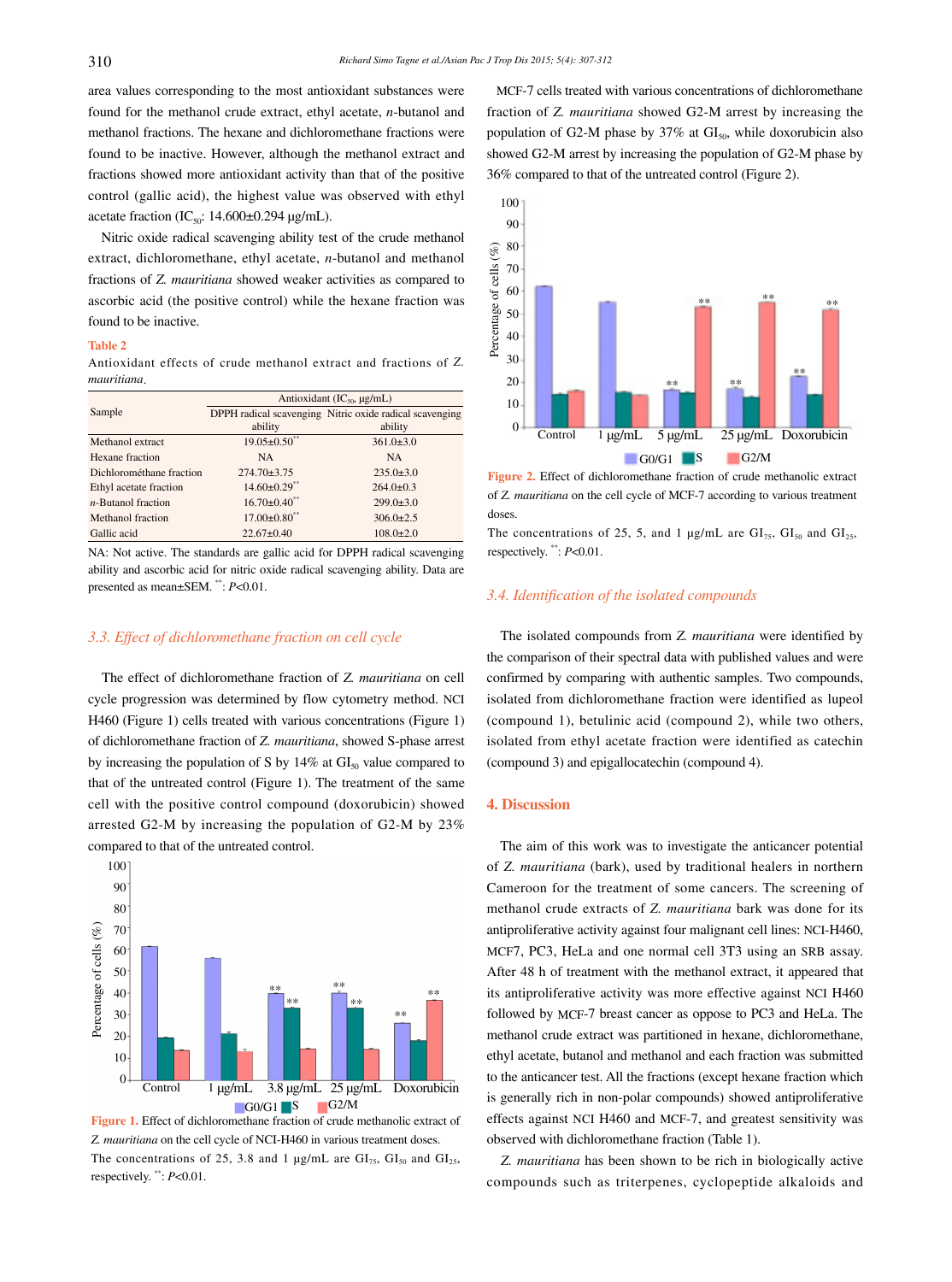area values corresponding to the most antioxidant substances were found for the methanol crude extract, ethyl acetate, *n*-butanol and methanol fractions. The hexane and dichloromethane fractions were found to be inactive. However, although the methanol extract and fractions showed more antioxidant activity than that of the positive control (gallic acid), the highest value was observed with ethyl acetate fraction ($IC_{50}$: 14.600±0.294 μg/mL).

Nitric oxide radical scavenging ability test of the crude methanol extract, dichloromethane, ethyl acetate, *n*-butanol and methanol fractions of *Z. mauritiana* showed weaker activities as compared to ascorbic acid (the positive control) while the hexane fraction was found to be inactive.

**Table 2**

Antioxidant effects of crude methanol extract and fractions of *Z. mauritiana*.

| Sample | Antioxidant ($IC_{50}$, μg/mL) | |
|---|---|---|
| | DPPH radical scavenging ability | Nitric oxide radical scavenging ability |
| Methanol extract | 19.05±0.50** | 361.0±3.0 |
| Hexane fraction | NA | NA |
| Dichlorométhane fraction | 274.70±3.75 | 235.0±3.0 |
| Ethyl acetate fraction | 14.60±0.29** | 264.0±0.3 |
| *n*-Butanol fraction | 16.70±0.40** | 299.0±3.0 |
| Methanol fraction | 17.00±0.80** | 306.0±2.5 |
| Gallic acid | 22.67±0.40 | 108.0±2.0 |

NA: Not active. The standards are gallic acid for DPPH radical scavenging ability and ascorbic acid for nitric oxide radical scavenging ability. Data are presented as mean±SEM. **: $P<0.01$.

### 3.3. Effect of dichloromethane fraction on cell cycle

The effect of dichloromethane fraction of *Z. mauritiana* on cell cycle progression was determined by flow cytometry method. NCI H460 (Figure 1) cells treated with various concentrations (Figure 1) of dichloromethane fraction of *Z. mauritiana*, showed S-phase arrest by increasing the population of S by 14% at $GI_{50}$ value compared to that of the untreated control (Figure 1). The treatment of the same cell with the positive control compound (doxorubicin) showed arrested G2-M by increasing the population of G2-M by 23% compared to that of the untreated control.

**Figure 1.** Effect of dichloromethane fraction of crude methanolic extract of *Z. mauritiana* on the cell cycle of NCI-H460 in various treatment doses.

The concentrations of 25, 3.8 and 1 μg/mL are $GI_{75}$, $GI_{50}$ and $GI_{25}$, respectively. **: $P<0.01$.

MCF-7 cells treated with various concentrations of dichloromethane fraction of *Z. mauritiana* showed G2-M arrest by increasing the population of G2-M phase by 37% at $GI_{50}$, while doxorubicin also showed G2-M arrest by increasing the population of G2-M phase by 36% compared to that of the untreated control (Figure 2).

**Figure 2.** Effect of dichloromethane fraction of crude methanolic extract of *Z. mauritiana* on the cell cycle of MCF-7 according to various treatment doses.

The concentrations of 25, 5, and 1 μg/mL are $GI_{75}$, $GI_{50}$ and $GI_{25}$, respectively. **: $P<0.01$.

### 3.4. Identification of the isolated compounds

The isolated compounds from *Z. mauritiana* were identified by the comparison of their spectral data with published values and were confirmed by comparing with authentic samples. Two compounds, isolated from dichloromethane fraction were identified as lupeol (compound 1), betulinic acid (compound 2), while two others, isolated from ethyl acetate fraction were identified as catechin (compound 3) and epigallocatechin (compound 4).

## 4. Discussion

The aim of this work was to investigate the anticancer potential of *Z. mauritiana* (bark), used by traditional healers in northern Cameroon for the treatment of some cancers. The screening of methanol crude extracts of *Z. mauritiana* bark was done for its antiproliferative activity against four malignant cell lines: NCI-H460, MCF7, PC3, HeLa and one normal cell 3T3 using an SRB assay. After 48 h of treatment with the methanol extract, it appeared that its antiproliferative activity was more effective against NCI H460 followed by MCF-7 breast cancer as oppose to PC3 and HeLa. The methanol crude extract was partitioned in hexane, dichloromethane, ethyl acetate, butanol and methanol and each fraction was submitted to the anticancer test. All the fractions (except hexane fraction which is generally rich in non-polar compounds) showed antiproliferative effects against NCI H460 and MCF-7, and greatest sensitivity was observed with dichloromethane fraction (Table 1).

*Z. mauritiana* has been shown to be rich in biologically active compounds such as triterpenes, cyclopeptide alkaloids and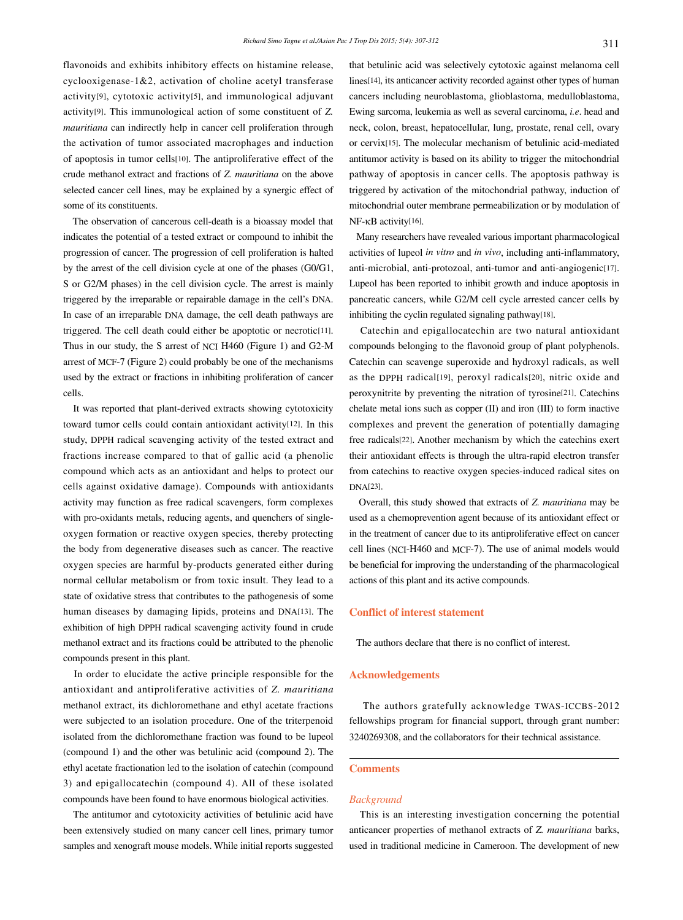flavonoids and exhibits inhibitory effects on histamine release, cyclooxigenase-1&2, activation of choline acetyl transferase activity[9], cytotoxic activity[5], and immunological adjuvant activity[9]. This immunological action of some constituent of *Z. mauritiana* can indirectly help in cancer cell proliferation through the activation of tumor associated macrophages and induction of apoptosis in tumor cells[10]. The antiproliferative effect of the crude methanol extract and fractions of *Z. mauritiana* on the above selected cancer cell lines, may be explained by a synergic effect of some of its constituents.

The observation of cancerous cell-death is a bioassay model that indicates the potential of a tested extract or compound to inhibit the progression of cancer. The progression of cell proliferation is halted by the arrest of the cell division cycle at one of the phases (G0/G1, S or G2/M phases) in the cell division cycle. The arrest is mainly triggered by the irreparable or repairable damage in the cell's DNA. In case of an irreparable DNA damage, the cell death pathways are triggered. The cell death could either be apoptotic or necrotic[11]. Thus in our study, the S arrest of NCI H460 (Figure 1) and G2-M arrest of MCF-7 (Figure 2) could probably be one of the mechanisms used by the extract or fractions in inhibiting proliferation of cancer cells.

It was reported that plant-derived extracts showing cytotoxicity toward tumor cells could contain antioxidant activity[12]. In this study, DPPH radical scavenging activity of the tested extract and fractions increase compared to that of gallic acid (a phenolic compound which acts as an antioxidant and helps to protect our cells against oxidative damage). Compounds with antioxidants activity may function as free radical scavengers, form complexes with pro-oxidants metals, reducing agents, and quenchers of single-oxygen formation or reactive oxygen species, thereby protecting the body from degenerative diseases such as cancer. The reactive oxygen species are harmful by-products generated either during normal cellular metabolism or from toxic insult. They lead to a state of oxidative stress that contributes to the pathogenesis of some human diseases by damaging lipids, proteins and DNA[13]. The exhibition of high DPPH radical scavenging activity found in crude methanol extract and its fractions could be attributed to the phenolic compounds present in this plant.

In order to elucidate the active principle responsible for the antioxidant and antiproliferative activities of *Z. mauritiana* methanol extract, its dichloromethane and ethyl acetate fractions were subjected to an isolation procedure. One of the triterpenoid isolated from the dichloromethane fraction was found to be lupeol (compound 1) and the other was betulinic acid (compound 2). The ethyl acetate fractionation led to the isolation of catechin (compound 3) and epigallocatechin (compound 4). All of these isolated compounds have been found to have enormous biological activities.

The antitumor and cytotoxicity activities of betulinic acid have been extensively studied on many cancer cell lines, primary tumor samples and xenograft mouse models. While initial reports suggested that betulinic acid was selectively cytotoxic against melanoma cell lines[14], its anticancer activity recorded against other types of human cancers including neuroblastoma, glioblastoma, medulloblastoma, Ewing sarcoma, leukemia as well as several carcinoma, *i.e*. head and neck, colon, breast, hepatocellular, lung, prostate, renal cell, ovary or cervix[15]. The molecular mechanism of betulinic acid-mediated antitumor activity is based on its ability to trigger the mitochondrial pathway of apoptosis in cancer cells. The apoptosis pathway is triggered by activation of the mitochondrial pathway, induction of mitochondrial outer membrane permeabilization or by modulation of NF-κB activity[16].

Many researchers have revealed various important pharmacological activities of lupeol *in vitro* and *in vivo*, including anti-inflammatory, anti-microbial, anti-protozoal, anti-tumor and anti-angiogenic[17]. Lupeol has been reported to inhibit growth and induce apoptosis in pancreatic cancers, while G2/M cell cycle arrested cancer cells by inhibiting the cyclin regulated signaling pathway[18].

Catechin and epigallocatechin are two natural antioxidant compounds belonging to the flavonoid group of plant polyphenols. Catechin can scavenge superoxide and hydroxyl radicals, as well as the DPPH radical[19], peroxyl radicals[20], nitric oxide and peroxynitrite by preventing the nitration of tyrosine[21]. Catechins chelate metal ions such as copper (II) and iron (III) to form inactive complexes and prevent the generation of potentially damaging free radicals[22]. Another mechanism by which the catechins exert their antioxidant effects is through the ultra-rapid electron transfer from catechins to reactive oxygen species-induced radical sites on DNA[23].

Overall, this study showed that extracts of *Z. mauritiana* may be used as a chemoprevention agent because of its antioxidant effect or in the treatment of cancer due to its antiproliferative effect on cancer cell lines (NCI-H460 and MCF-7). The use of animal models would be beneficial for improving the understanding of the pharmacological actions of this plant and its active compounds.

## Conflict of interest statement

The authors declare that there is no conflict of interest.

## Acknowledgements

The authors gratefully acknowledge TWAS-ICCBS-2012 fellowships program for financial support, through grant number: 3240269308, and the collaborators for their technical assistance.

## Comments

### *Background*

This is an interesting investigation concerning the potential anticancer properties of methanol extracts of *Z. mauritiana* barks, used in traditional medicine in Cameroon. The development of new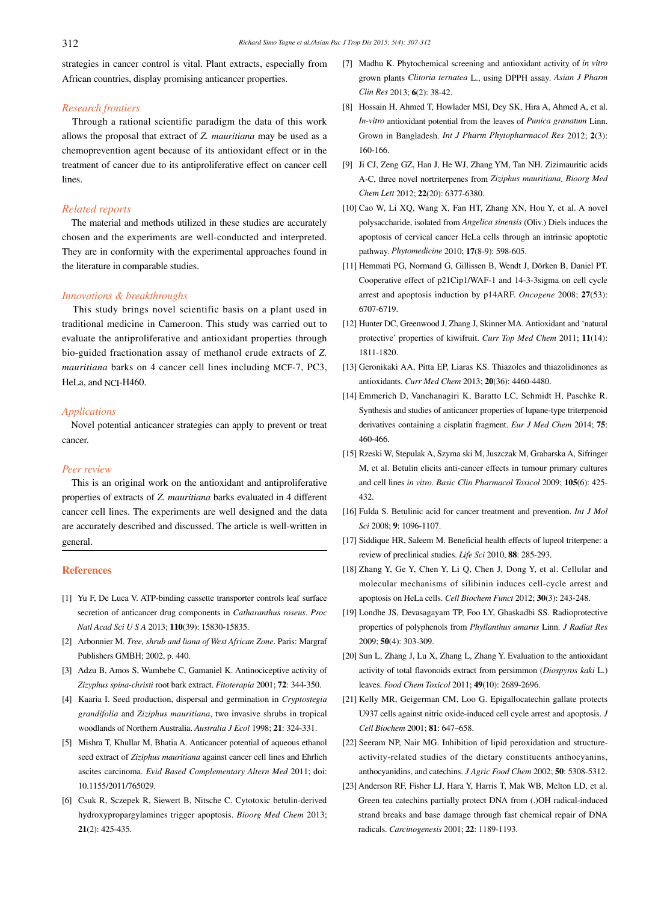strategies in cancer control is vital. Plant extracts, especially from African countries, display promising anticancer properties.

### *Research frontiers*

Through a rational scientific paradigm the data of this work allows the proposal that extract of *Z. mauritiana* may be used as a chemoprevention agent because of its antioxidant effect or in the treatment of cancer due to its antiproliferative effect on cancer cell lines.

### *Related reports*

The material and methods utilized in these studies are accurately chosen and the experiments are well-conducted and interpreted. They are in conformity with the experimental approaches found in the literature in comparable studies.

### *Innovations & breakthroughs*

This study brings novel scientific basis on a plant used in traditional medicine in Cameroon. This study was carried out to evaluate the antiproliferative and antioxidant properties through bio-guided fractionation assay of methanol crude extracts of *Z. mauritiana* barks on 4 cancer cell lines including MCF-7, PC3, HeLa, and NCI-H460.

### *Applications*

Novel potential anticancer strategies can apply to prevent or treat cancer.

### *Peer review*

This is an original work on the antioxidant and antiproliferative properties of extracts of *Z. mauritiana* barks evaluated in 4 different cancer cell lines. The experiments are well designed and the data are accurately described and discussed. The article is well-written in general.

## References

[1] Yu F, De Luca V. ATP-binding cassette transporter controls leaf surface secretion of anticancer drug components in *Catharanthus roseus*. *Proc Natl Acad Sci U S A* 2013; **110**(39): 15830-15835.

[2] Arbonnier M. *Tree, shrub and liana of West African Zone*. Paris: Margraf Publishers GMBH; 2002, p. 440.

[3] Adzu B, Amos S, Wambebe C, Gamaniel K. Antinociceptive activity of *Zizyphus spina-christi* root bark extract. *Fitoterapia* 2001; **72**: 344-350.

[4] Kaaria I. Seed production, dispersal and germination in *Cryptostegia grandifolia* and *Ziziphus mauritiana*, two invasive shrubs in tropical woodlands of Northern Australia. *Australia J Ecol* 1998; **21**: 324-331.

[5] Mishra T, Khullar M, Bhatia A. Anticancer potential of aqueous ethanol seed extract of *Ziziphus mauritiana* against cancer cell lines and Ehrlich ascites carcinoma. *Evid Based Complementary Altern Med* 2011; doi: 10.1155/2011/765029.

[6] Csuk R, Sczepek R, Siewert B, Nitsche C. Cytotoxic betulin-derived hydroxypropargylamines trigger apoptosis. *Bioorg Med Chem* 2013; **21**(2): 425-435.

[7] Madhu K. Phytochemical screening and antioxidant activity of *in vitro* grown plants *Clitoria ternatea* L., using DPPH assay. *Asian J Pharm Clin Res* 2013; **6**(2): 38-42.

[8] Hossain H, Ahmed T, Howlader MSI, Dey SK, Hira A, Ahmed A, et al. *In-vitro* antioxidant potential from the leaves of *Punica granatum* Linn. Grown in Bangladesh. *Int J Pharm Phytopharmacol Res* 2012; **2**(3): 160-166.

[9] Ji CJ, Zeng GZ, Han J, He WJ, Zhang YM, Tan NH. Zizimauritic acids A-C, three novel nortriterpenes from *Ziziphus mauritiana*. *Bioorg Med Chem Lett* 2012; **22**(20): 6377-6380.

[10] Cao W, Li XQ, Wang X, Fan HT, Zhang XN, Hou Y, et al. A novel polysaccharide, isolated from *Angelica sinensis* (Oliv.) Diels induces the apoptosis of cervical cancer HeLa cells through an intrinsic apoptotic pathway. *Phytomedicine* 2010; **17**(8-9): 598-605.

[11] Hemmati PG, Normand G, Gillissen B, Wendt J, Dörken B, Daniel PT. Cooperative effect of p21Cip1/WAF-1 and 14-3-3sigma on cell cycle arrest and apoptosis induction by p14ARF. *Oncogene* 2008; **27**(53): 6707-6719.

[12] Hunter DC, Greenwood J, Zhang J, Skinner MA. Antioxidant and 'natural protective' properties of kiwifruit. *Curr Top Med Chem* 2011; **11**(14): 1811-1820.

[13] Geronikaki AA, Pitta EP, Liaras KS. Thiazoles and thiazolidinones as antioxidants. *Curr Med Chem* 2013; **20**(36): 4460-4480.

[14] Emmerich D, Vanchanagiri K, Baratto LC, Schmidt H, Paschke R. Synthesis and studies of anticancer properties of lupane-type triterpenoid derivatives containing a cisplatin fragment. *Eur J Med Chem* 2014; **75**: 460-466.

[15] Rzeski W, Stepulak A, Szyma ski M, Juszczak M, Grabarska A, Sifringer M, et al. Betulin elicits anti-cancer effects in tumour primary cultures and cell lines *in vitro*. *Basic Clin Pharmacol Toxicol* 2009; **105**(6): 425-432.

[16] Fulda S. Betulinic acid for cancer treatment and prevention. *Int J Mol Sci* 2008; **9**: 1096-1107.

[17] Siddique HR, Saleem M. Beneficial health effects of lupeol triterpene: a review of preclinical studies. *Life Sci* 2010, **88**: 285-293.

[18] Zhang Y, Ge Y, Chen Y, Li Q, Chen J, Dong Y, et al. Cellular and molecular mechanisms of silibinin induces cell-cycle arrest and apoptosis on HeLa cells. *Cell Biochem Funct* 2012; **30**(3): 243-248.

[19] Londhe JS, Devasagayam TP, Foo LY, Ghaskadbi SS. Radioprotective properties of polyphenols from *Phyllanthus amarus* Linn. *J Radiat Res* 2009; **50**(4): 303-309.

[20] Sun L, Zhang J, Lu X, Zhang L, Zhang Y. Evaluation to the antioxidant activity of total flavonoids extract from persimmon (*Diospyros kaki* L.) leaves. *Food Chem Toxicol* 2011; **49**(10): 2689-2696.

[21] Kelly MR, Geigerman CM, Loo G. Epigallocatechin gallate protects U937 cells against nitric oxide-induced cell cycle arrest and apoptosis. *J Cell Biochem* 2001; **81**: 647–658.

[22] Seeram NP, Nair MG. Inhibition of lipid peroxidation and structure-activity-related studies of the dietary constituents anthocyanins, anthocyanidins, and catechins. *J Agric Food Chem* 2002; **50**: 5308-5312.

[23] Anderson RF, Fisher LJ, Hara Y, Harris T, Mak WB, Melton LD, et al. Green tea catechins partially protect DNA from (.)OH radical-induced strand breaks and base damage through fast chemical repair of DNA radicals. *Carcinogenesis* 2001; **22**: 1189-1193.